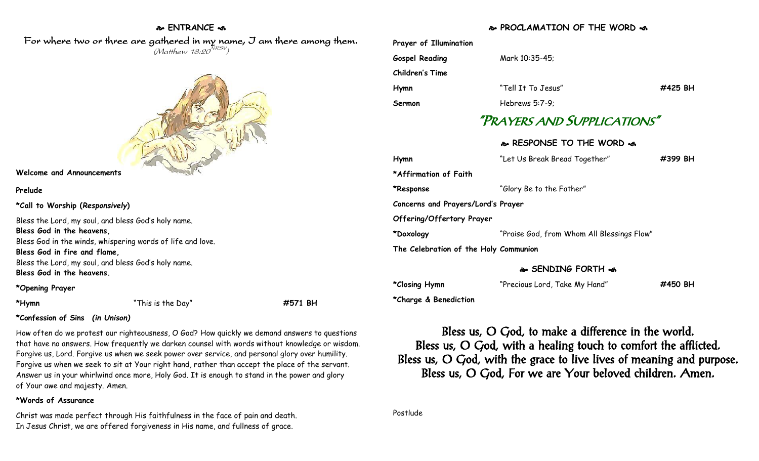## ENTRANCE

For where two or three are gathered in my name, I am there among them.
(Matthew 18:20 NRSV)

**Welcome and Announcements**

**Prelude**

**\*Call to Worship (*Responsively*)**

Bless the Lord, my soul, and bless God's holy name.
**Bless God in the heavens,**
Bless God in the winds, whispering words of life and love.
**Bless God in fire and flame,**
Bless the Lord, my soul, and bless God's holy name.
**Bless God in the heavens.**

**\*Opening Prayer**

**\*Hymn** "This is the Day" **#571 BH**

**\*Confession of Sins *(in Unison)***

How often do we protest our righteousness, O God? How quickly we demand answers to questions that have no answers. How frequently we darken counsel with words without knowledge or wisdom. Forgive us, Lord. Forgive us when we seek power over service, and personal glory over humility. Forgive us when we seek to sit at Your right hand, rather than accept the place of the servant. Answer us in your whirlwind once more, Holy God. It is enough to stand in the power and glory of Your awe and majesty. Amen.

**\*Words of Assurance**

Christ was made perfect through His faithfulness in the face of pain and death.
In Jesus Christ, we are offered forgiveness in His name, and fullness of grace.

## PROCLAMATION OF THE WORD

**Prayer of Illumination**

**Gospel Reading** Mark 10:35-45;

**Children's Time**

**Hymn** "Tell It To Jesus" **#425 BH**

**Sermon** Hebrews 5:7-9;

# "Prayers and Supplications"

## RESPONSE TO THE WORD

**Hymn** "Let Us Break Bread Together" **#399 BH**

**\*Affirmation of Faith**

**\*Response** "Glory Be to the Father"

**Concerns and Prayers/Lord's Prayer**

**Offering/Offertory Prayer**

**\*Doxology** "Praise God, from Whom All Blessings Flow"

**The Celebration of the Holy Communion**

## SENDING FORTH

**\*Closing Hymn** "Precious Lord, Take My Hand" **#450 BH**

**\*Charge & Benediction**

Bless us, O God, to make a difference in the world.
Bless us, O God, with a healing touch to comfort the afflicted.
Bless us, O God, with the grace to live lives of meaning and purpose.
Bless us, O God, For we are Your beloved children. Amen.

Postlude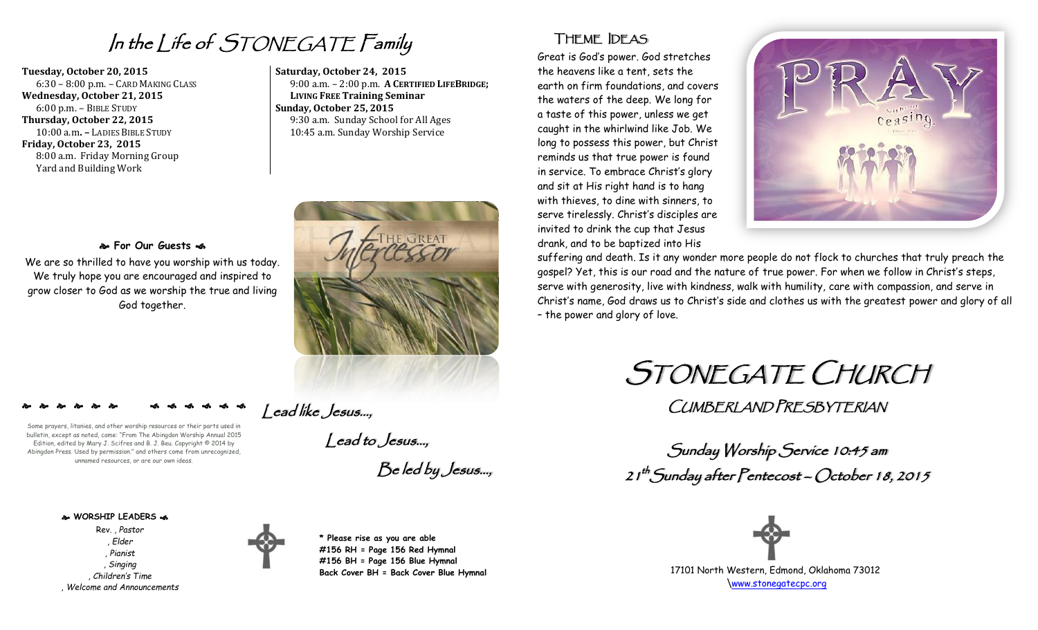# In the Life of STONEGATE Family

**Tuesday, October 20, 2015**
6:30 – 8:00 p.m. – CARD MAKING CLASS
**Wednesday, October 21, 2015**
6:00 p.m. – BIBLE STUDY
**Thursday, October 22, 2015**
10:00 a.m. – LADIES BIBLE STUDY
**Friday, October 23, 2015**
8:00 a.m. Friday Morning Group
Yard and Building Work

**Saturday, October 24, 2015**
9:00 a.m. – 2:00 p.m. **A CERTIFIED LIFEBRIDGE; LIVING FREE Training Seminar**
**Sunday, October 25, 2015**
9:30 a.m. Sunday School for All Ages
10:45 a.m. Sunday Worship Service

**For Our Guests**

We are so thrilled to have you worship with us today. We truly hope you are encouraged and inspired to grow closer to God as we worship the true and living God together.

Some prayers, litanies, and other worship resources or their parts used in bulletin, except as noted, come: "From The Abingdon Worship Annual 2015 Edition, edited by Mary J. Scifres and B. J. Beu. Copyright © 2014 by Abingdon Press. Used by permission." and others come from unrecognized, unnamed resources, or are our own ideas.

Lead like Jesus...,

Lead to Jesus...,

Be led by Jesus...,

**WORSHIP LEADERS**

Rev. , *Pastor*
, *Elder*
, *Pianist*
, *Singing*
, *Children's Time*
, *Welcome and Announcements*

**\* Please rise as you are able**
**#156 RH = Page 156 Red Hymnal**
**#156 BH = Page 156 Blue Hymnal**
**Back Cover BH = Back Cover Blue Hymnal**

## THEME IDEAS

Great is God's power. God stretches the heavens like a tent, sets the earth on firm foundations, and covers the waters of the deep. We long for a taste of this power, unless we get caught in the whirlwind like Job. We long to possess this power, but Christ reminds us that true power is found in service. To embrace Christ's glory and sit at His right hand is to hang with thieves, to dine with sinners, to serve tirelessly. Christ's disciples are invited to drink the cup that Jesus drank, and to be baptized into His suffering and death. Is it any wonder more people do not flock to churches that truly preach the gospel? Yet, this is our road and the nature of true power. For when we follow in Christ's steps, serve with generosity, live with kindness, walk with humility, care with compassion, and serve in Christ's name, God draws us to Christ's side and clothes us with the greatest power and glory of all – the power and glory of love.

# STONEGATE CHURCH

## CUMBERLAND PRESBYTERIAN

Sunday Worship Service 10:45 am

21th Sunday after Pentecost – October 18, 2015

17101 North Western, Edmond, Oklahoma 73012
www.stonegatecpc.org